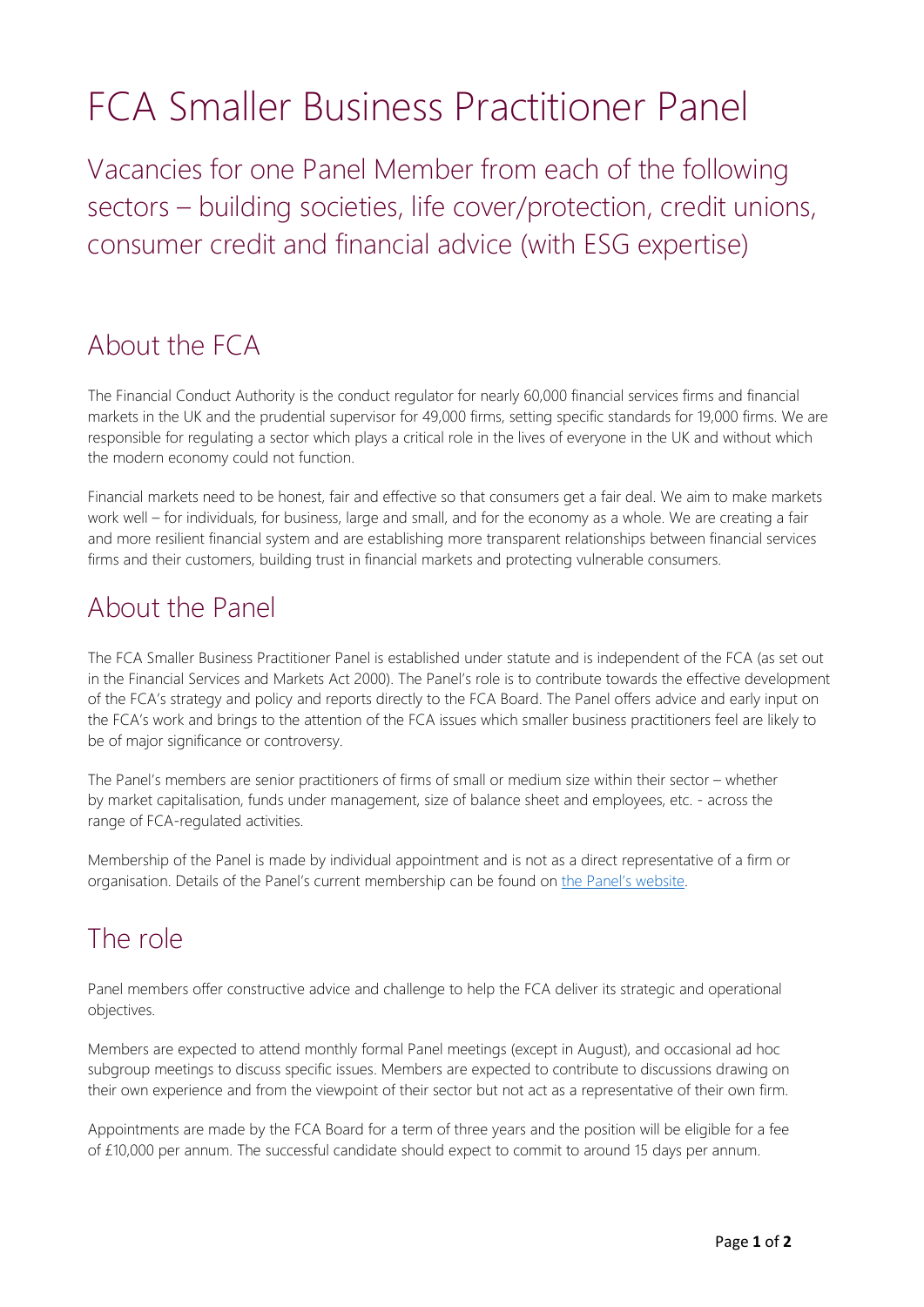# FCA Smaller Business Practitioner Panel

Vacancies for one Panel Member from each of the following sectors – building societies, life cover/protection, credit unions, consumer credit and financial advice (with ESG expertise)

## About the FCA

The Financial Conduct Authority is the conduct regulator for nearly 60,000 financial services firms and financial markets in the UK and the prudential supervisor for 49,000 firms, setting specific standards for 19,000 firms. We are responsible for regulating a sector which plays a critical role in the lives of everyone in the UK and without which the modern economy could not function.

Financial markets need to be honest, fair and effective so that consumers get a fair deal. We aim to make markets work well – for individuals, for business, large and small, and for the economy as a whole. We are creating a fair and more resilient financial system and are establishing more transparent relationships between financial services firms and their customers, building trust in financial markets and protecting vulnerable consumers.

## About the Panel

The FCA Smaller Business Practitioner Panel is established under statute and is independent of the FCA (as set out in the Financial Services and Markets Act 2000). The Panel's role is to contribute towards the effective development of the FCA's strategy and policy and reports directly to the FCA Board. The Panel offers advice and early input on the FCA's work and brings to the attention of the FCA issues which smaller business practitioners feel are likely to be of major significance or controversy.

The Panel's members are senior practitioners of firms of small or medium size within their sector – whether by market capitalisation, funds under management, size of balance sheet and employees, etc. - across the range of FCA-regulated activities.

Membership of the Panel is made by individual appointment and is not as a direct representative of a firm or organisation. Details of the Panel's current membership can be found on the Panel's website.

## The role

Panel members offer constructive advice and challenge to help the FCA deliver its strategic and operational objectives.

Members are expected to attend monthly formal Panel meetings (except in August), and occasional ad hoc subgroup meetings to discuss specific issues. Members are expected to contribute to discussions drawing on their own experience and from the viewpoint of their sector but not act as a representative of their own firm.

Appointments are made by the FCA Board for a term of three years and the position will be eligible for a fee of £10,000 per annum. The successful candidate should expect to commit to around 15 days per annum.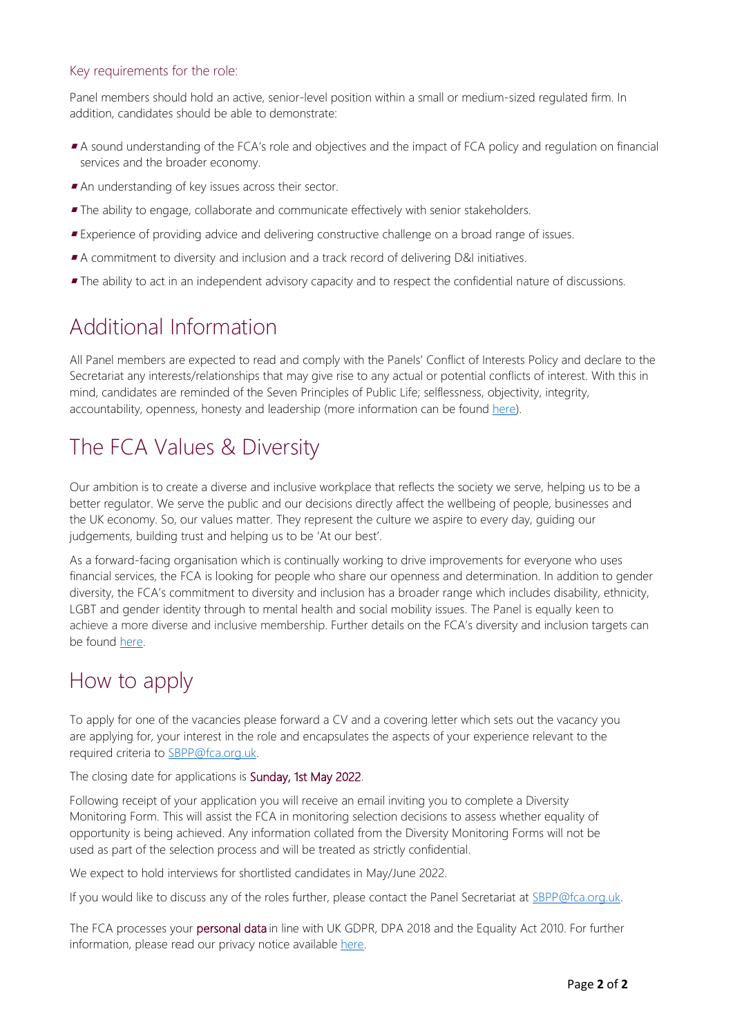### Key requirements for the role:

Panel members should hold an active, senior-level position within a small or medium-sized regulated firm. In addition, candidates should be able to demonstrate:

- A sound understanding of the FCA's role and objectives and the impact of FCA policy and regulation on financial services and the broader economy.
- An understanding of key issues across their sector.
- The ability to engage, collaborate and communicate effectively with senior stakeholders.
- Experience of providing advice and delivering constructive challenge on a broad range of issues.
- A commitment to diversity and inclusion and a track record of delivering D&I initiatives.
- The ability to act in an independent advisory capacity and to respect the confidential nature of discussions.

# Additional Information

All Panel members are expected to read and comply with the Panels' Conflict of Interests Policy and declare to the Secretariat any interests/relationships that may give rise to any actual or potential conflicts of interest. With this in mind, candidates are reminded of the Seven Principles of Public Life; selflessness, objectivity, integrity, accountability, openness, honesty and leadership (more information can be found here).

# The FCA Values & Diversity

Our ambition is to create a diverse and inclusive workplace that reflects the society we serve, helping us to be a better regulator. We serve the public and our decisions directly affect the wellbeing of people, businesses and the UK economy. So, our values matter. They represent the culture we aspire to every day, guiding our judgements, building trust and helping us to be 'At our best'.

As a forward-facing organisation which is continually working to drive improvements for everyone who uses financial services, the FCA is looking for people who share our openness and determination. In addition to gender diversity, the FCA's commitment to diversity and inclusion has a broader range which includes disability, ethnicity, LGBT and gender identity through to mental health and social mobility issues. The Panel is equally keen to achieve a more diverse and inclusive membership. Further details on the FCA's diversity and inclusion targets can be found here.

# How to apply

To apply for one of the vacancies please forward a CV and a covering letter which sets out the vacancy you are applying for, your interest in the role and encapsulates the aspects of your experience relevant to the required criteria to SBPP@fca.org.uk.

The closing date for applications is **Sunday, 1st May 2022**.

Following receipt of your application you will receive an email inviting you to complete a Diversity Monitoring Form. This will assist the FCA in monitoring selection decisions to assess whether equality of opportunity is being achieved. Any information collated from the Diversity Monitoring Forms will not be used as part of the selection process and will be treated as strictly confidential.

We expect to hold interviews for shortlisted candidates in May/June 2022.

If you would like to discuss any of the roles further, please contact the Panel Secretariat at SBPP@fca.org.uk.

The FCA processes your personal data in line with UK GDPR, DPA 2018 and the Equality Act 2010. For further information, please read our privacy notice available here.